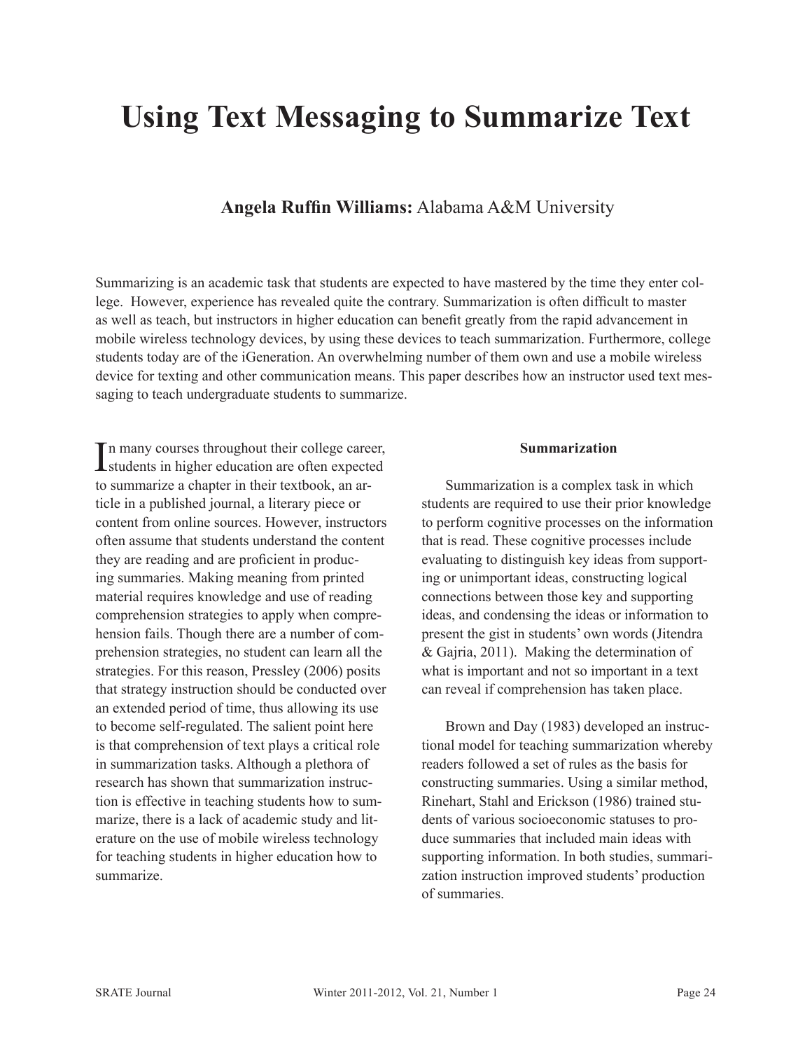# Using Text Messaging to Summarize Text

**Angela Ruffin Williams:** Alabama A&M University

Summarizing is an academic task that students are expected to have mastered by the time they enter college. However, experience has revealed quite the contrary. Summarization is often difficult to master as well as teach, but instructors in higher education can benefit greatly from the rapid advancement in mobile wireless technology devices, by using these devices to teach summarization. Furthermore, college students today are of the iGeneration. An overwhelming number of them own and use a mobile wireless device for texting and other communication means. This paper describes how an instructor used text messaging to teach undergraduate students to summarize.

In many courses throughout their college career, students in higher education are often expected to summarize a chapter in their textbook, an article in a published journal, a literary piece or content from online sources. However, instructors often assume that students understand the content they are reading and are proficient in producing summaries. Making meaning from printed material requires knowledge and use of reading comprehension strategies to apply when comprehension fails. Though there are a number of comprehension strategies, no student can learn all the strategies. For this reason, Pressley (2006) posits that strategy instruction should be conducted over an extended period of time, thus allowing its use to become self-regulated. The salient point here is that comprehension of text plays a critical role in summarization tasks. Although a plethora of research has shown that summarization instruction is effective in teaching students how to summarize, there is a lack of academic study and literature on the use of mobile wireless technology for teaching students in higher education how to summarize.

### Summarization

Summarization is a complex task in which students are required to use their prior knowledge to perform cognitive processes on the information that is read. These cognitive processes include evaluating to distinguish key ideas from supporting or unimportant ideas, constructing logical connections between those key and supporting ideas, and condensing the ideas or information to present the gist in students' own words (Jitendra & Gajria, 2011). Making the determination of what is important and not so important in a text can reveal if comprehension has taken place.

Brown and Day (1983) developed an instructional model for teaching summarization whereby readers followed a set of rules as the basis for constructing summaries. Using a similar method, Rinehart, Stahl and Erickson (1986) trained students of various socioeconomic statuses to produce summaries that included main ideas with supporting information. In both studies, summarization instruction improved students' production of summaries.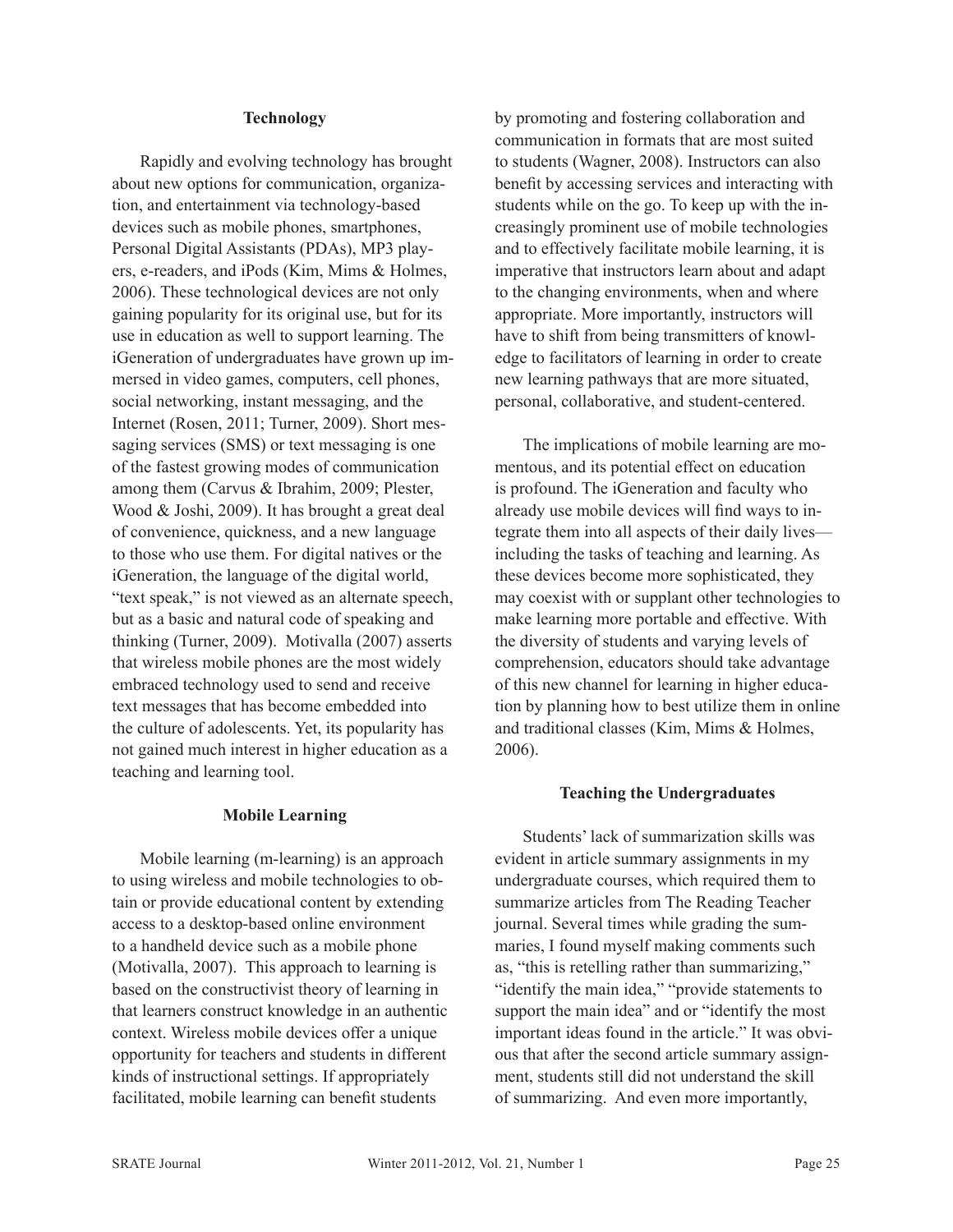## Technology

Rapidly and evolving technology has brought about new options for communication, organization, and entertainment via technology-based devices such as mobile phones, smartphones, Personal Digital Assistants (PDAs), MP3 players, e-readers, and iPods (Kim, Mims & Holmes, 2006). These technological devices are not only gaining popularity for its original use, but for its use in education as well to support learning. The iGeneration of undergraduates have grown up immersed in video games, computers, cell phones, social networking, instant messaging, and the Internet (Rosen, 2011; Turner, 2009). Short messaging services (SMS) or text messaging is one of the fastest growing modes of communication among them (Carvus & Ibrahim, 2009; Plester, Wood & Joshi, 2009). It has brought a great deal of convenience, quickness, and a new language to those who use them. For digital natives or the iGeneration, the language of the digital world, "text speak," is not viewed as an alternate speech, but as a basic and natural code of speaking and thinking (Turner, 2009). Motivalla (2007) asserts that wireless mobile phones are the most widely embraced technology used to send and receive text messages that has become embedded into the culture of adolescents. Yet, its popularity has not gained much interest in higher education as a teaching and learning tool.

## Mobile Learning

Mobile learning (m-learning) is an approach to using wireless and mobile technologies to obtain or provide educational content by extending access to a desktop-based online environment to a handheld device such as a mobile phone (Motivalla, 2007). This approach to learning is based on the constructivist theory of learning in that learners construct knowledge in an authentic context. Wireless mobile devices offer a unique opportunity for teachers and students in different kinds of instructional settings. If appropriately facilitated, mobile learning can benefit students by promoting and fostering collaboration and communication in formats that are most suited to students (Wagner, 2008). Instructors can also benefit by accessing services and interacting with students while on the go. To keep up with the increasingly prominent use of mobile technologies and to effectively facilitate mobile learning, it is imperative that instructors learn about and adapt to the changing environments, when and where appropriate. More importantly, instructors will have to shift from being transmitters of knowledge to facilitators of learning in order to create new learning pathways that are more situated, personal, collaborative, and student-centered.

The implications of mobile learning are momentous, and its potential effect on education is profound. The iGeneration and faculty who already use mobile devices will find ways to integrate them into all aspects of their daily lives—including the tasks of teaching and learning. As these devices become more sophisticated, they may coexist with or supplant other technologies to make learning more portable and effective. With the diversity of students and varying levels of comprehension, educators should take advantage of this new channel for learning in higher education by planning how to best utilize them in online and traditional classes (Kim, Mims & Holmes, 2006).

## Teaching the Undergraduates

Students' lack of summarization skills was evident in article summary assignments in my undergraduate courses, which required them to summarize articles from The Reading Teacher journal. Several times while grading the summaries, I found myself making comments such as, "this is retelling rather than summarizing," "identify the main idea," "provide statements to support the main idea" and or "identify the most important ideas found in the article." It was obvious that after the second article summary assignment, students still did not understand the skill of summarizing. And even more importantly,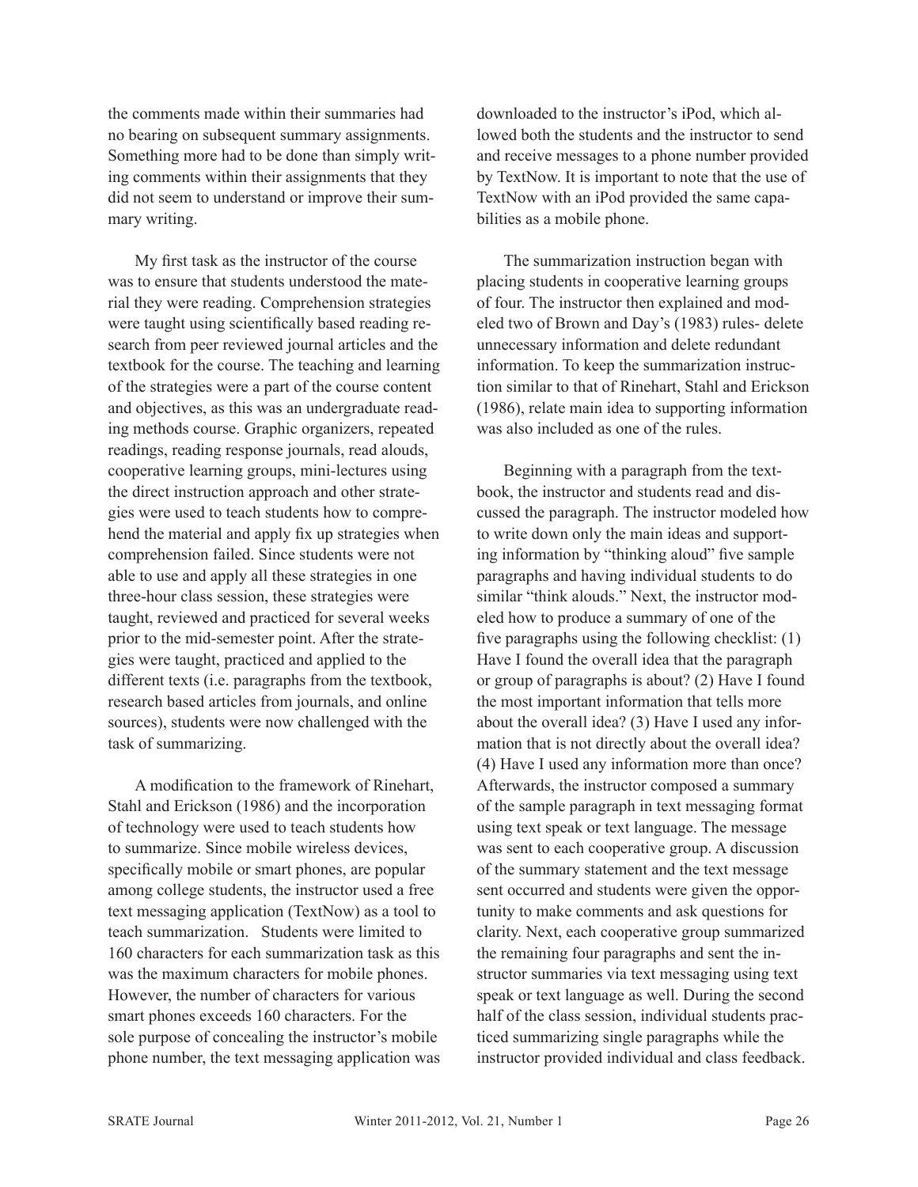the comments made within their summaries had no bearing on subsequent summary assignments. Something more had to be done than simply writing comments within their assignments that they did not seem to understand or improve their summary writing.

My first task as the instructor of the course was to ensure that students understood the material they were reading. Comprehension strategies were taught using scientifically based reading research from peer reviewed journal articles and the textbook for the course. The teaching and learning of the strategies were a part of the course content and objectives, as this was an undergraduate reading methods course. Graphic organizers, repeated readings, reading response journals, read alouds, cooperative learning groups, mini-lectures using the direct instruction approach and other strategies were used to teach students how to comprehend the material and apply fix up strategies when comprehension failed. Since students were not able to use and apply all these strategies in one three-hour class session, these strategies were taught, reviewed and practiced for several weeks prior to the mid-semester point. After the strategies were taught, practiced and applied to the different texts (i.e. paragraphs from the textbook, research based articles from journals, and online sources), students were now challenged with the task of summarizing.

A modification to the framework of Rinehart, Stahl and Erickson (1986) and the incorporation of technology were used to teach students how to summarize. Since mobile wireless devices, specifically mobile or smart phones, are popular among college students, the instructor used a free text messaging application (TextNow) as a tool to teach summarization. Students were limited to 160 characters for each summarization task as this was the maximum characters for mobile phones. However, the number of characters for various smart phones exceeds 160 characters. For the sole purpose of concealing the instructor's mobile phone number, the text messaging application was downloaded to the instructor's iPod, which allowed both the students and the instructor to send and receive messages to a phone number provided by TextNow. It is important to note that the use of TextNow with an iPod provided the same capabilities as a mobile phone.

The summarization instruction began with placing students in cooperative learning groups of four. The instructor then explained and modeled two of Brown and Day's (1983) rules- delete unnecessary information and delete redundant information. To keep the summarization instruction similar to that of Rinehart, Stahl and Erickson (1986), relate main idea to supporting information was also included as one of the rules.

Beginning with a paragraph from the textbook, the instructor and students read and discussed the paragraph. The instructor modeled how to write down only the main ideas and supporting information by "thinking aloud" five sample paragraphs and having individual students to do similar "think alouds." Next, the instructor modeled how to produce a summary of one of the five paragraphs using the following checklist: (1) Have I found the overall idea that the paragraph or group of paragraphs is about? (2) Have I found the most important information that tells more about the overall idea? (3) Have I used any information that is not directly about the overall idea? (4) Have I used any information more than once? Afterwards, the instructor composed a summary of the sample paragraph in text messaging format using text speak or text language. The message was sent to each cooperative group. A discussion of the summary statement and the text message sent occurred and students were given the opportunity to make comments and ask questions for clarity. Next, each cooperative group summarized the remaining four paragraphs and sent the instructor summaries via text messaging using text speak or text language as well. During the second half of the class session, individual students practiced summarizing single paragraphs while the instructor provided individual and class feedback.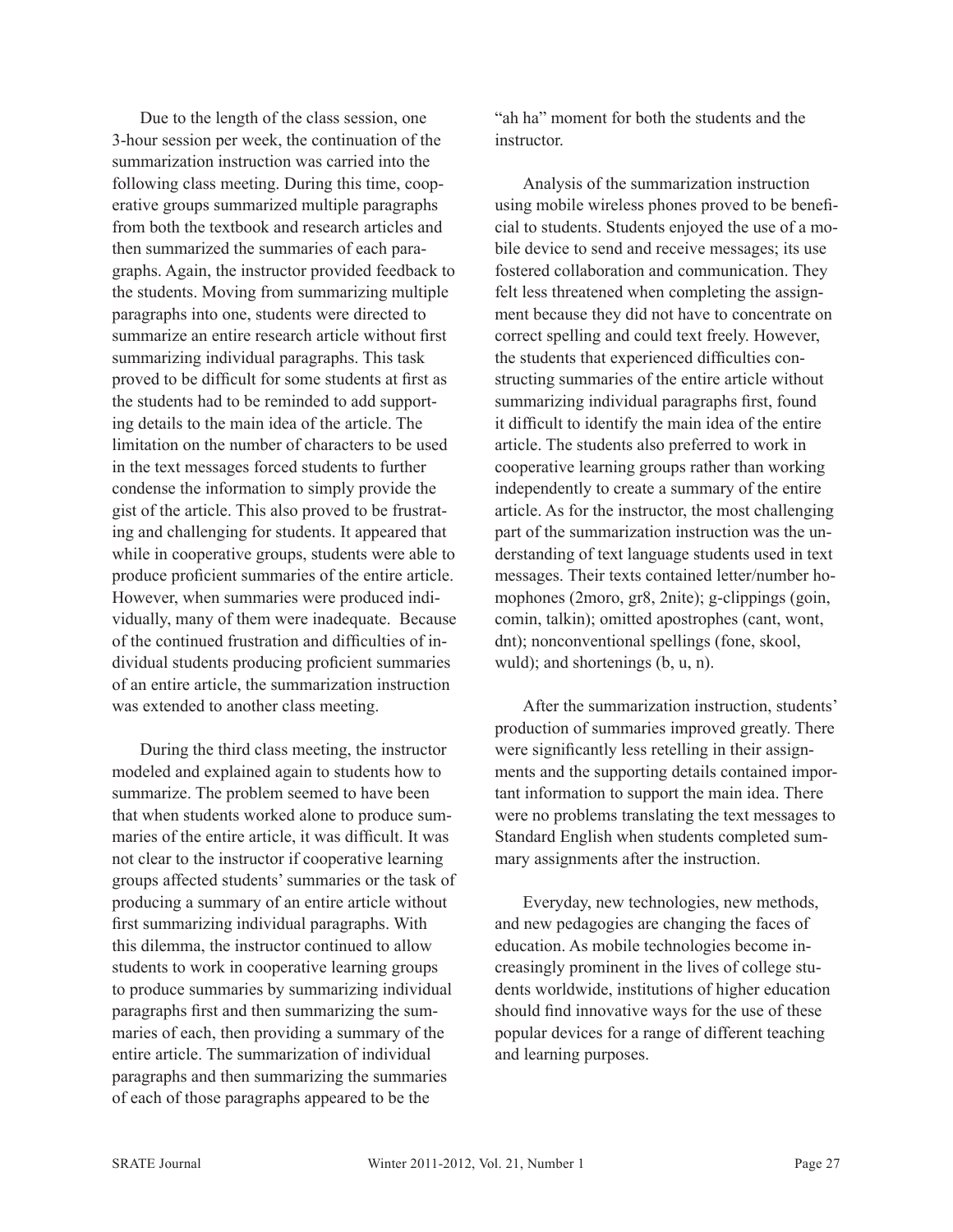Due to the length of the class session, one 3-hour session per week, the continuation of the summarization instruction was carried into the following class meeting. During this time, cooperative groups summarized multiple paragraphs from both the textbook and research articles and then summarized the summaries of each paragraphs. Again, the instructor provided feedback to the students. Moving from summarizing multiple paragraphs into one, students were directed to summarize an entire research article without first summarizing individual paragraphs. This task proved to be difficult for some students at first as the students had to be reminded to add supporting details to the main idea of the article. The limitation on the number of characters to be used in the text messages forced students to further condense the information to simply provide the gist of the article. This also proved to be frustrating and challenging for students. It appeared that while in cooperative groups, students were able to produce proficient summaries of the entire article. However, when summaries were produced individually, many of them were inadequate. Because of the continued frustration and difficulties of individual students producing proficient summaries of an entire article, the summarization instruction was extended to another class meeting.

During the third class meeting, the instructor modeled and explained again to students how to summarize. The problem seemed to have been that when students worked alone to produce summaries of the entire article, it was difficult. It was not clear to the instructor if cooperative learning groups affected students' summaries or the task of producing a summary of an entire article without first summarizing individual paragraphs. With this dilemma, the instructor continued to allow students to work in cooperative learning groups to produce summaries by summarizing individual paragraphs first and then summarizing the summaries of each, then providing a summary of the entire article. The summarization of individual paragraphs and then summarizing the summaries of each of those paragraphs appeared to be the "ah ha" moment for both the students and the instructor.

Analysis of the summarization instruction using mobile wireless phones proved to be beneficial to students. Students enjoyed the use of a mobile device to send and receive messages; its use fostered collaboration and communication. They felt less threatened when completing the assignment because they did not have to concentrate on correct spelling and could text freely. However, the students that experienced difficulties constructing summaries of the entire article without summarizing individual paragraphs first, found it difficult to identify the main idea of the entire article. The students also preferred to work in cooperative learning groups rather than working independently to create a summary of the entire article. As for the instructor, the most challenging part of the summarization instruction was the understanding of text language students used in text messages. Their texts contained letter/number homophones (2moro, gr8, 2nite); g-clippings (goin, comin, talkin); omitted apostrophes (cant, wont, dnt); nonconventional spellings (fone, skool, wuld); and shortenings (b, u, n).

After the summarization instruction, students' production of summaries improved greatly. There were significantly less retelling in their assignments and the supporting details contained important information to support the main idea. There were no problems translating the text messages to Standard English when students completed summary assignments after the instruction.

Everyday, new technologies, new methods, and new pedagogies are changing the faces of education. As mobile technologies become increasingly prominent in the lives of college students worldwide, institutions of higher education should find innovative ways for the use of these popular devices for a range of different teaching and learning purposes.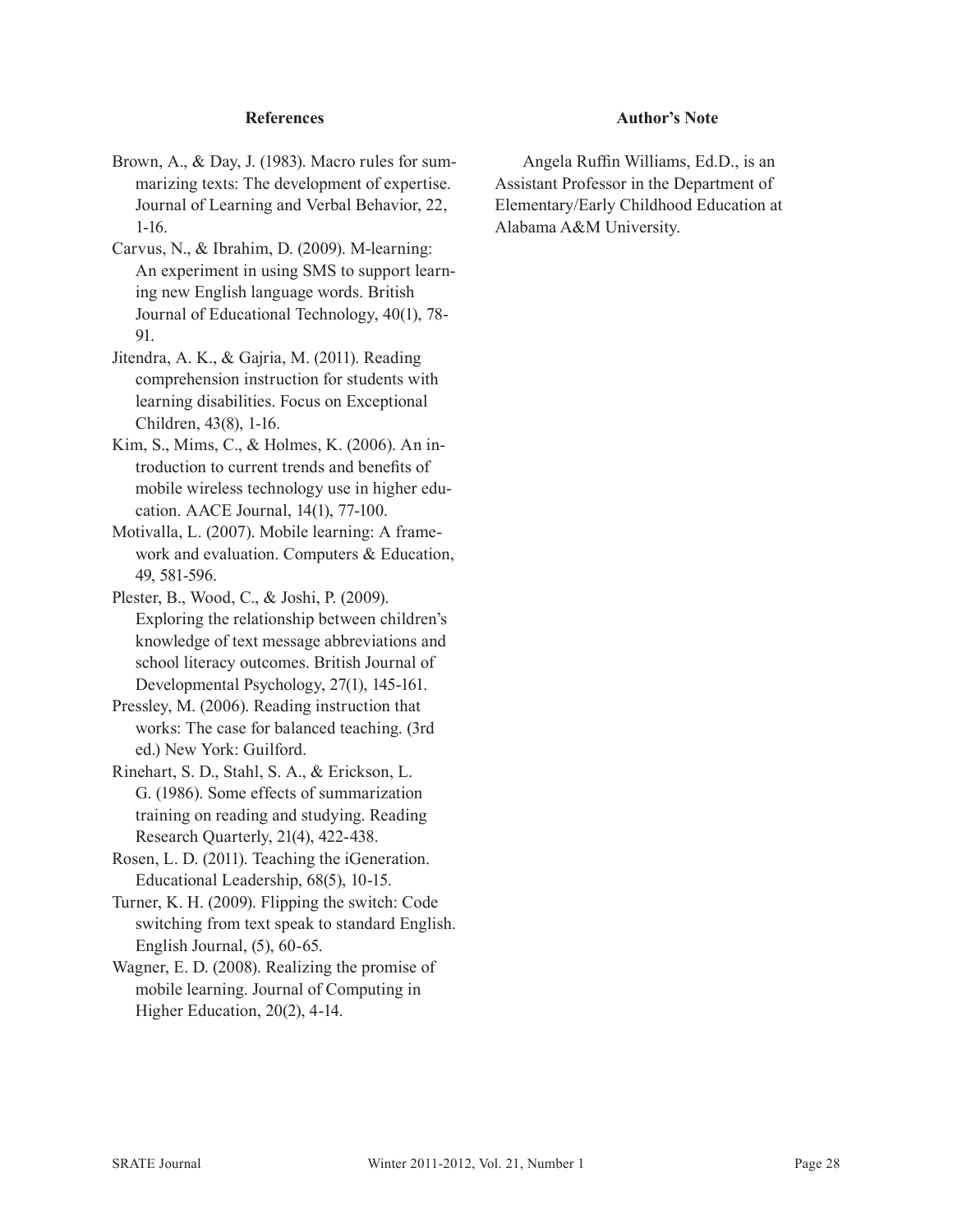## References

Brown, A., & Day, J. (1983). Macro rules for summarizing texts: The development of expertise. Journal of Learning and Verbal Behavior, 22, 1-16.

Carvus, N., & Ibrahim, D. (2009). M-learning: An experiment in using SMS to support learning new English language words. British Journal of Educational Technology, 40(1), 78-91.

Jitendra, A. K., & Gajria, M. (2011). Reading comprehension instruction for students with learning disabilities. Focus on Exceptional Children, 43(8), 1-16.

Kim, S., Mims, C., & Holmes, K. (2006). An introduction to current trends and benefits of mobile wireless technology use in higher education. AACE Journal, 14(1), 77-100.

Motivalla, L. (2007). Mobile learning: A framework and evaluation. Computers & Education, 49, 581-596.

Plester, B., Wood, C., & Joshi, P. (2009). Exploring the relationship between children's knowledge of text message abbreviations and school literacy outcomes. British Journal of Developmental Psychology, 27(1), 145-161.

Pressley, M. (2006). Reading instruction that works: The case for balanced teaching. (3rd ed.) New York: Guilford.

Rinehart, S. D., Stahl, S. A., & Erickson, L. G. (1986). Some effects of summarization training on reading and studying. Reading Research Quarterly, 21(4), 422-438.

Rosen, L. D. (2011). Teaching the iGeneration. Educational Leadership, 68(5), 10-15.

Turner, K. H. (2009). Flipping the switch: Code switching from text speak to standard English. English Journal, (5), 60-65.

Wagner, E. D. (2008). Realizing the promise of mobile learning. Journal of Computing in Higher Education, 20(2), 4-14.

## Author's Note

Angela Ruffin Williams, Ed.D., is an Assistant Professor in the Department of Elementary/Early Childhood Education at Alabama A&M University.